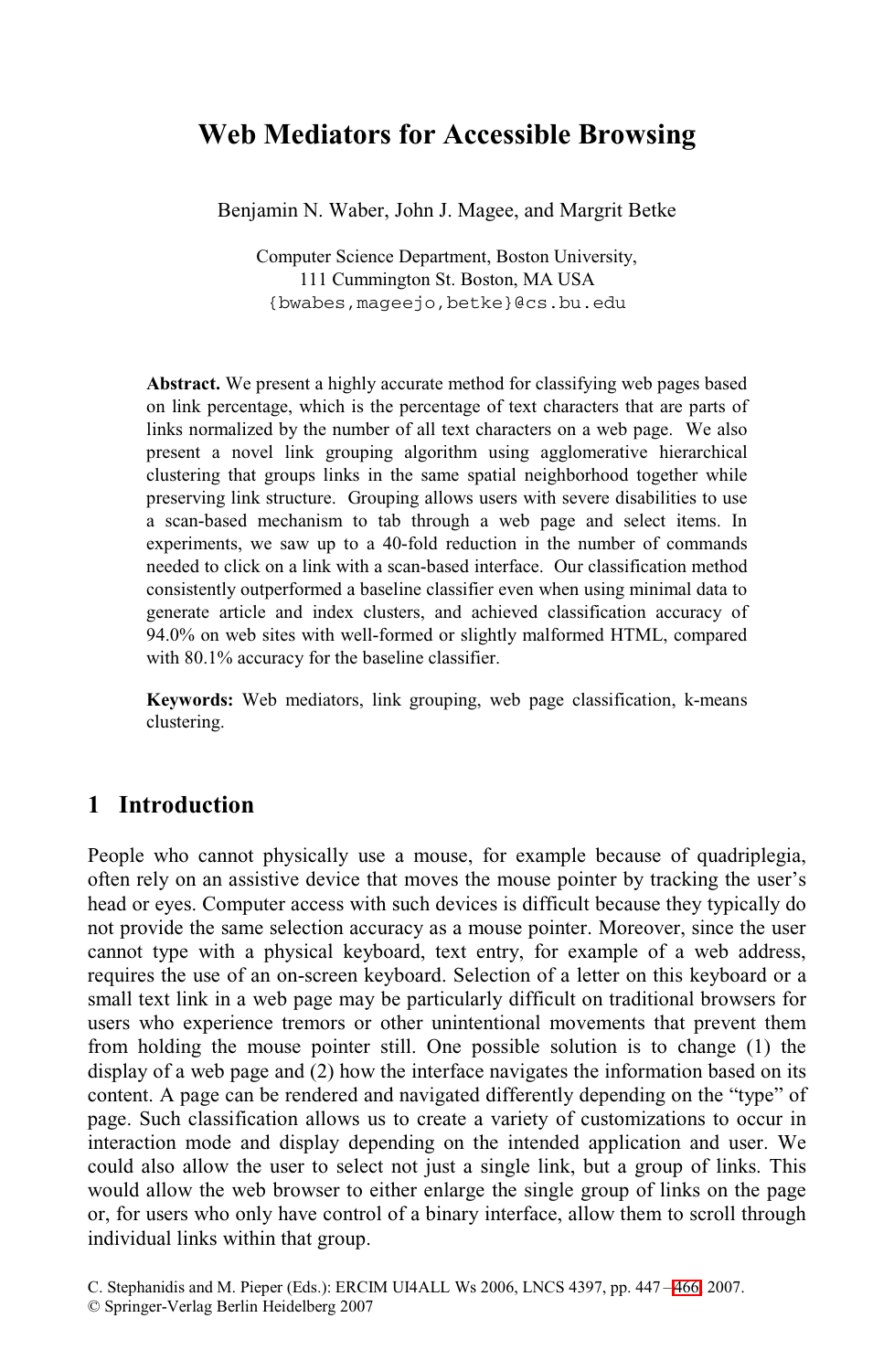# Web Mediators for Accessible Browsing

Benjamin N. Waber, John J. Magee, and Margrit Betke

Computer Science Department, Boston University,
111 Cummington St. Boston, MA USA
{bwabes,mageejo,betke}@cs.bu.edu

**Abstract.** We present a highly accurate method for classifying web pages based on link percentage, which is the percentage of text characters that are parts of links normalized by the number of all text characters on a web page. We also present a novel link grouping algorithm using agglomerative hierarchical clustering that groups links in the same spatial neighborhood together while preserving link structure. Grouping allows users with severe disabilities to use a scan-based mechanism to tab through a web page and select items. In experiments, we saw up to a 40-fold reduction in the number of commands needed to click on a link with a scan-based interface. Our classification method consistently outperformed a baseline classifier even when using minimal data to generate article and index clusters, and achieved classification accuracy of 94.0% on web sites with well-formed or slightly malformed HTML, compared with 80.1% accuracy for the baseline classifier.

**Keywords:** Web mediators, link grouping, web page classification, k-means clustering.

## 1 Introduction

People who cannot physically use a mouse, for example because of quadriplegia, often rely on an assistive device that moves the mouse pointer by tracking the user's head or eyes. Computer access with such devices is difficult because they typically do not provide the same selection accuracy as a mouse pointer. Moreover, since the user cannot type with a physical keyboard, text entry, for example of a web address, requires the use of an on-screen keyboard. Selection of a letter on this keyboard or a small text link in a web page may be particularly difficult on traditional browsers for users who experience tremors or other unintentional movements that prevent them from holding the mouse pointer still. One possible solution is to change (1) the display of a web page and (2) how the interface navigates the information based on its content. A page can be rendered and navigated differently depending on the "type" of page. Such classification allows us to create a variety of customizations to occur in interaction mode and display depending on the intended application and user. We could also allow the user to select not just a single link, but a group of links. This would allow the web browser to either enlarge the single group of links on the page or, for users who only have control of a binary interface, allow them to scroll through individual links within that group.

C. Stephanidis and M. Pieper (Eds.): ERCIM UI4ALL Ws 2006, LNCS 4397, pp. 447–466, 2007.
© Springer-Verlag Berlin Heidelberg 2007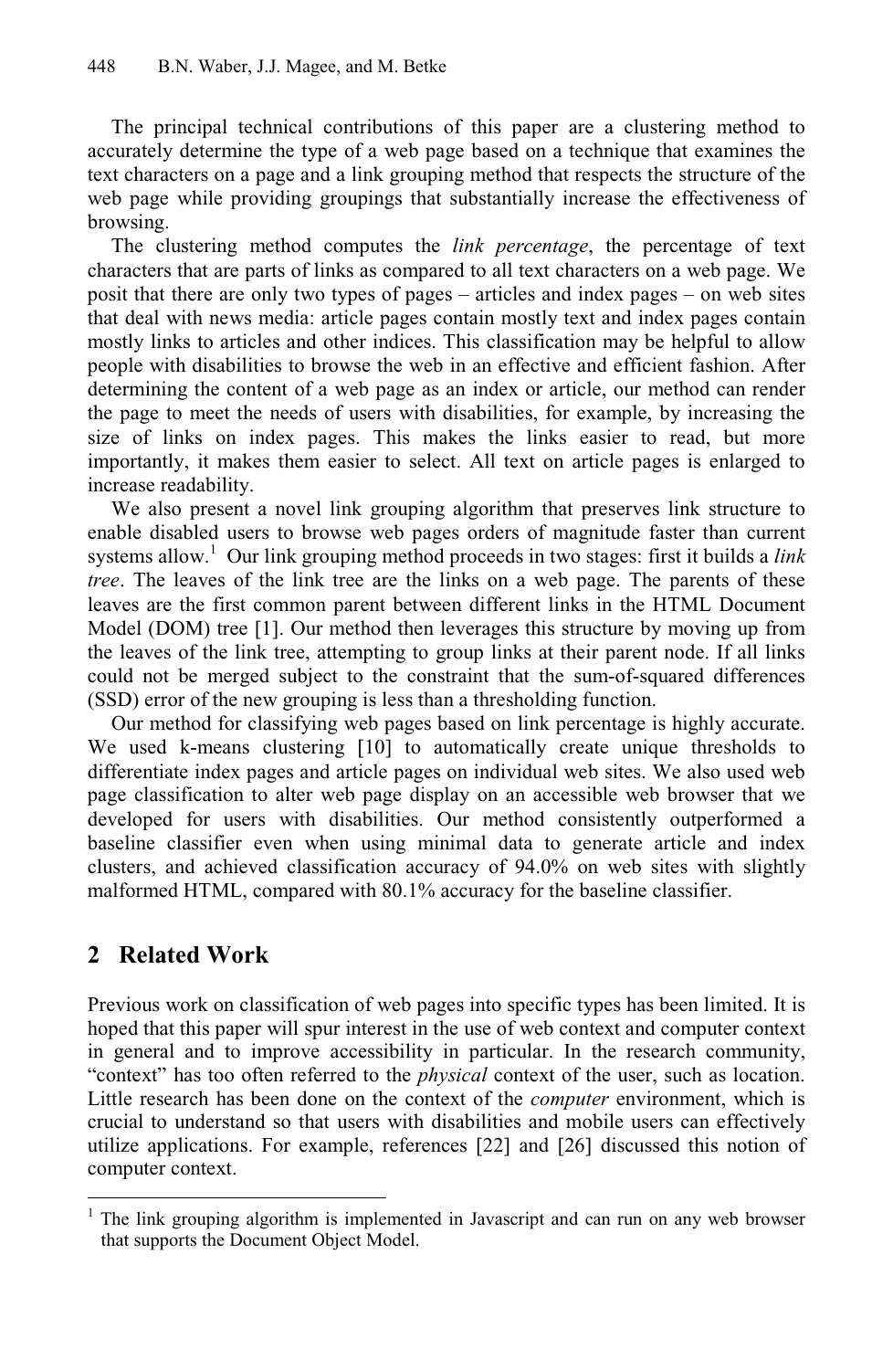The principal technical contributions of this paper are a clustering method to accurately determine the type of a web page based on a technique that examines the text characters on a page and a link grouping method that respects the structure of the web page while providing groupings that substantially increase the effectiveness of browsing.

The clustering method computes the *link percentage*, the percentage of text characters that are parts of links as compared to all text characters on a web page. We posit that there are only two types of pages – articles and index pages – on web sites that deal with news media: article pages contain mostly text and index pages contain mostly links to articles and other indices. This classification may be helpful to allow people with disabilities to browse the web in an effective and efficient fashion. After determining the content of a web page as an index or article, our method can render the page to meet the needs of users with disabilities, for example, by increasing the size of links on index pages. This makes the links easier to read, but more importantly, it makes them easier to select. All text on article pages is enlarged to increase readability.

We also present a novel link grouping algorithm that preserves link structure to enable disabled users to browse web pages orders of magnitude faster than current systems allow.[1] Our link grouping method proceeds in two stages: first it builds a *link tree*. The leaves of the link tree are the links on a web page. The parents of these leaves are the first common parent between different links in the HTML Document Model (DOM) tree [1]. Our method then leverages this structure by moving up from the leaves of the link tree, attempting to group links at their parent node. If all links could not be merged subject to the constraint that the sum-of-squared differences (SSD) error of the new grouping is less than a thresholding function.

Our method for classifying web pages based on link percentage is highly accurate. We used k-means clustering [10] to automatically create unique thresholds to differentiate index pages and article pages on individual web sites. We also used web page classification to alter web page display on an accessible web browser that we developed for users with disabilities. Our method consistently outperformed a baseline classifier even when using minimal data to generate article and index clusters, and achieved classification accuracy of 94.0% on web sites with slightly malformed HTML, compared with 80.1% accuracy for the baseline classifier.

## 2 Related Work

Previous work on classification of web pages into specific types has been limited. It is hoped that this paper will spur interest in the use of web context and computer context in general and to improve accessibility in particular. In the research community, "context" has too often referred to the *physical* context of the user, such as location. Little research has been done on the context of the *computer* environment, which is crucial to understand so that users with disabilities and mobile users can effectively utilize applications. For example, references [22] and [26] discussed this notion of computer context.

[1] The link grouping algorithm is implemented in Javascript and can run on any web browser that supports the Document Object Model.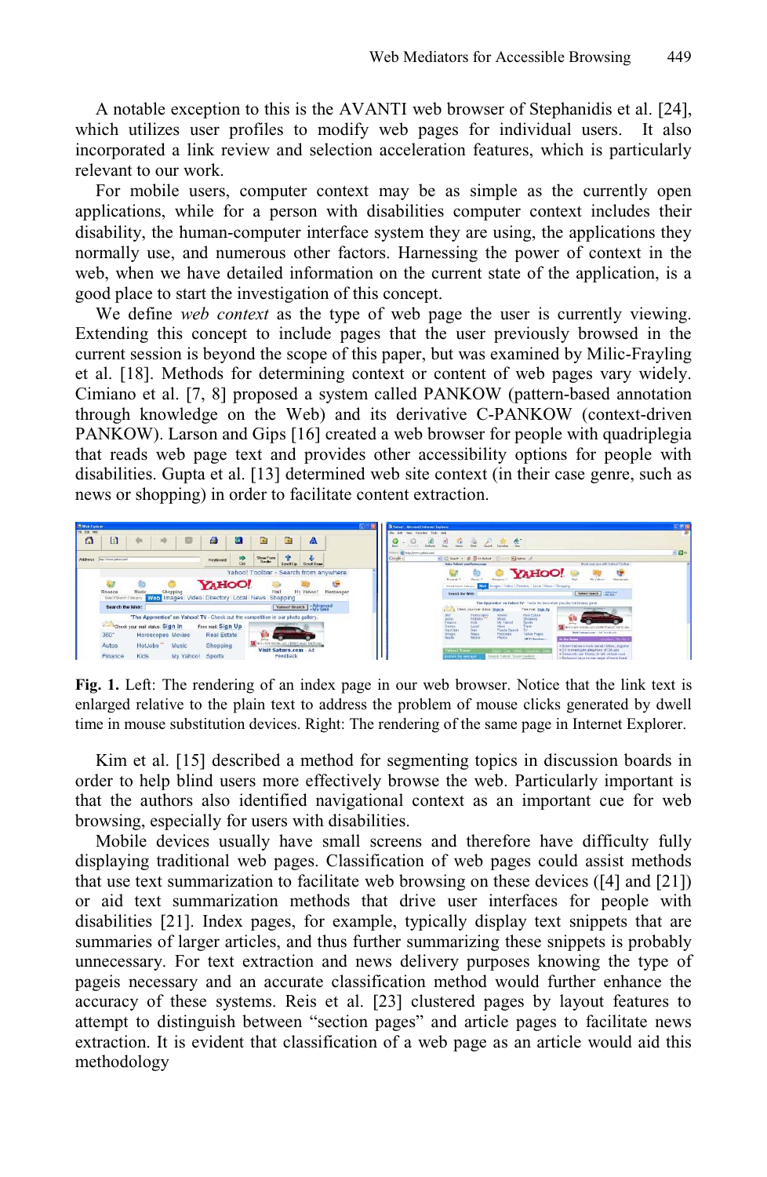A notable exception to this is the AVANTI web browser of Stephanidis et al. [24], which utilizes user profiles to modify web pages for individual users. It also incorporated a link review and selection acceleration features, which is particularly relevant to our work.

For mobile users, computer context may be as simple as the currently open applications, while for a person with disabilities computer context includes their disability, the human-computer interface system they are using, the applications they normally use, and numerous other factors. Harnessing the power of context in the web, when we have detailed information on the current state of the application, is a good place to start the investigation of this concept.

We define *web context* as the type of web page the user is currently viewing. Extending this concept to include pages that the user previously browsed in the current session is beyond the scope of this paper, but was examined by Milic-Frayling et al. [18]. Methods for determining context or content of web pages vary widely. Cimiano et al. [7, 8] proposed a system called PANKOW (pattern-based annotation through knowledge on the Web) and its derivative C-PANKOW (context-driven PANKOW). Larson and Gips [16] created a web browser for people with quadriplegia that reads web page text and provides other accessibility options for people with disabilities. Gupta et al. [13] determined web site context (in their case genre, such as news or shopping) in order to facilitate content extraction.

**Fig. 1.** Left: The rendering of an index page in our web browser. Notice that the link text is enlarged relative to the plain text to address the problem of mouse clicks generated by dwell time in mouse substitution devices. Right: The rendering of the same page in Internet Explorer.

Kim et al. [15] described a method for segmenting topics in discussion boards in order to help blind users more effectively browse the web. Particularly important is that the authors also identified navigational context as an important cue for web browsing, especially for users with disabilities.

Mobile devices usually have small screens and therefore have difficulty fully displaying traditional web pages. Classification of web pages could assist methods that use text summarization to facilitate web browsing on these devices ([4] and [21]) or aid text summarization methods that drive user interfaces for people with disabilities [21]. Index pages, for example, typically display text snippets that are summaries of larger articles, and thus further summarizing these snippets is probably unnecessary. For text extraction and news delivery purposes knowing the type of pageis necessary and an accurate classification method would further enhance the accuracy of these systems. Reis et al. [23] clustered pages by layout features to attempt to distinguish between "section pages" and article pages to facilitate news extraction. It is evident that classification of a web page as an article would aid this methodology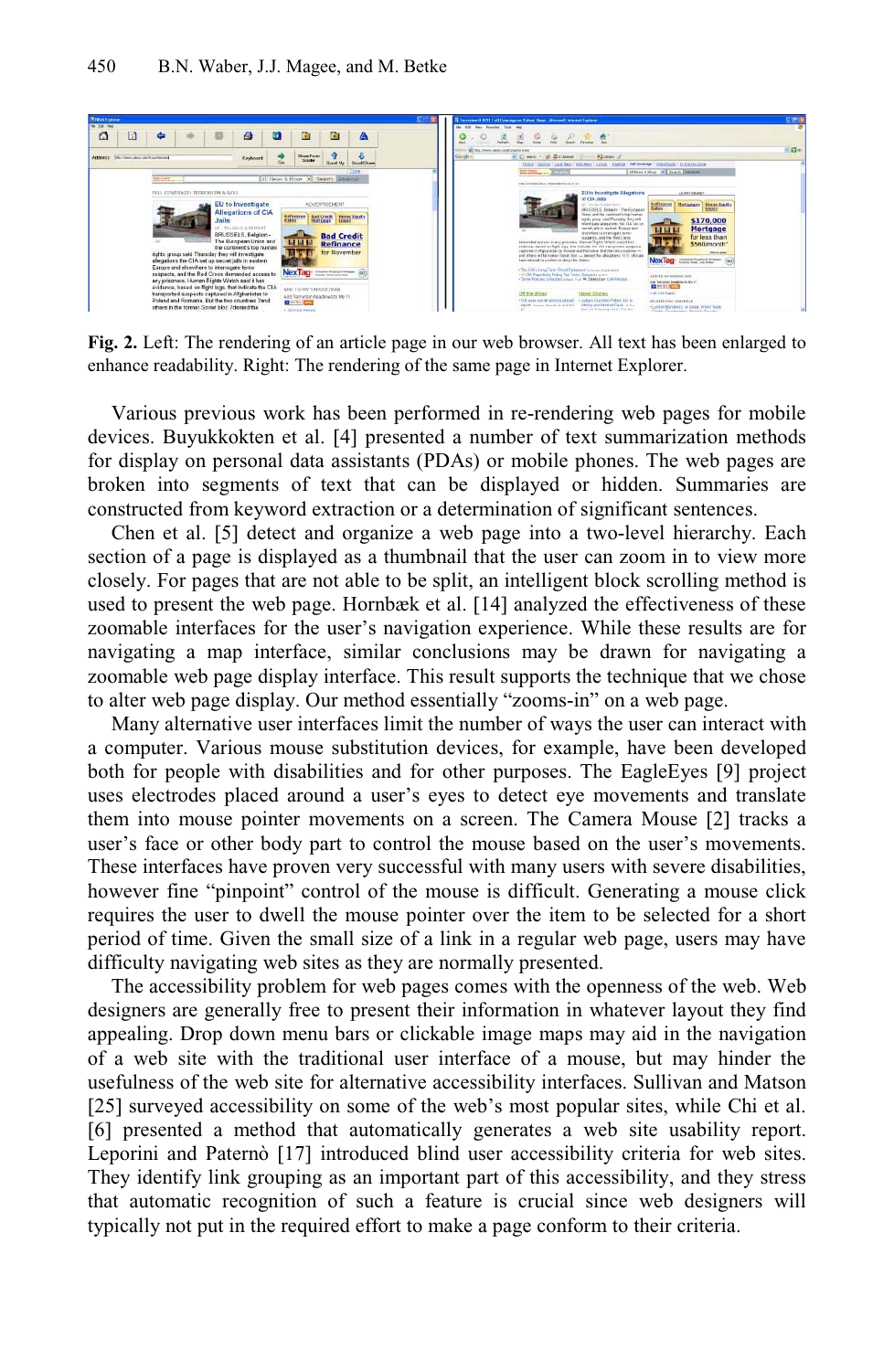**Fig. 2.** Left: The rendering of an article page in our web browser. All text has been enlarged to enhance readability. Right: The rendering of the same page in Internet Explorer.

Various previous work has been performed in re-rendering web pages for mobile devices. Buyukkokten et al. [4] presented a number of text summarization methods for display on personal data assistants (PDAs) or mobile phones. The web pages are broken into segments of text that can be displayed or hidden. Summaries are constructed from keyword extraction or a determination of significant sentences.

Chen et al. [5] detect and organize a web page into a two-level hierarchy. Each section of a page is displayed as a thumbnail that the user can zoom in to view more closely. For pages that are not able to be split, an intelligent block scrolling method is used to present the web page. Hornbæk et al. [14] analyzed the effectiveness of these zoomable interfaces for the user's navigation experience. While these results are for navigating a map interface, similar conclusions may be drawn for navigating a zoomable web page display interface. This result supports the technique that we chose to alter web page display. Our method essentially "zooms-in" on a web page.

Many alternative user interfaces limit the number of ways the user can interact with a computer. Various mouse substitution devices, for example, have been developed both for people with disabilities and for other purposes. The EagleEyes [9] project uses electrodes placed around a user's eyes to detect eye movements and translate them into mouse pointer movements on a screen. The Camera Mouse [2] tracks a user's face or other body part to control the mouse based on the user's movements. These interfaces have proven very successful with many users with severe disabilities, however fine "pinpoint" control of the mouse is difficult. Generating a mouse click requires the user to dwell the mouse pointer over the item to be selected for a short period of time. Given the small size of a link in a regular web page, users may have difficulty navigating web sites as they are normally presented.

The accessibility problem for web pages comes with the openness of the web. Web designers are generally free to present their information in whatever layout they find appealing. Drop down menu bars or clickable image maps may aid in the navigation of a web site with the traditional user interface of a mouse, but may hinder the usefulness of the web site for alternative accessibility interfaces. Sullivan and Matson [25] surveyed accessibility on some of the web's most popular sites, while Chi et al. [6] presented a method that automatically generates a web site usability report. Leporini and Paternò [17] introduced blind user accessibility criteria for web sites. They identify link grouping as an important part of this accessibility, and they stress that automatic recognition of such a feature is crucial since web designers will typically not put in the required effort to make a page conform to their criteria.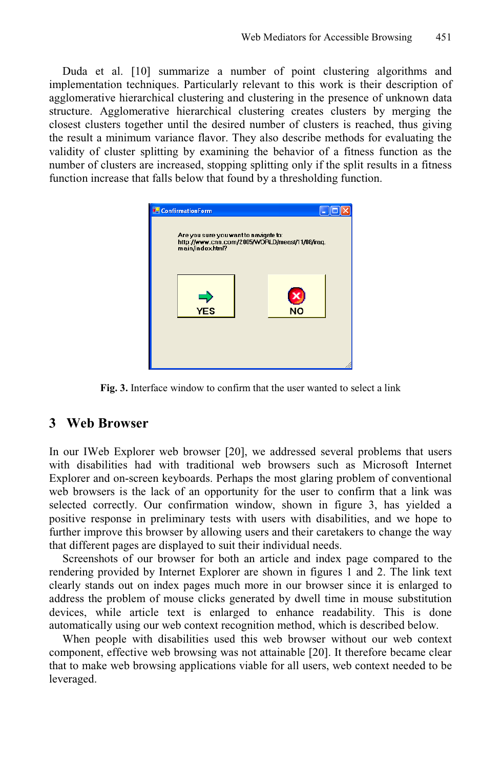Duda et al. [10] summarize a number of point clustering algorithms and implementation techniques. Particularly relevant to this work is their description of agglomerative hierarchical clustering and clustering in the presence of unknown data structure. Agglomerative hierarchical clustering creates clusters by merging the closest clusters together until the desired number of clusters is reached, thus giving the result a minimum variance flavor. They also describe methods for evaluating the validity of cluster splitting by examining the behavior of a fitness function as the number of clusters are increased, stopping splitting only if the split results in a fitness function increase that falls below that found by a thresholding function.

**Fig. 3.** Interface window to confirm that the user wanted to select a link

## 3 Web Browser

In our IWeb Explorer web browser [20], we addressed several problems that users with disabilities had with traditional web browsers such as Microsoft Internet Explorer and on-screen keyboards. Perhaps the most glaring problem of conventional web browsers is the lack of an opportunity for the user to confirm that a link was selected correctly. Our confirmation window, shown in figure 3, has yielded a positive response in preliminary tests with users with disabilities, and we hope to further improve this browser by allowing users and their caretakers to change the way that different pages are displayed to suit their individual needs.

Screenshots of our browser for both an article and index page compared to the rendering provided by Internet Explorer are shown in figures 1 and 2. The link text clearly stands out on index pages much more in our browser since it is enlarged to address the problem of mouse clicks generated by dwell time in mouse substitution devices, while article text is enlarged to enhance readability. This is done automatically using our web context recognition method, which is described below.

When people with disabilities used this web browser without our web context component, effective web browsing was not attainable [20]. It therefore became clear that to make web browsing applications viable for all users, web context needed to be leveraged.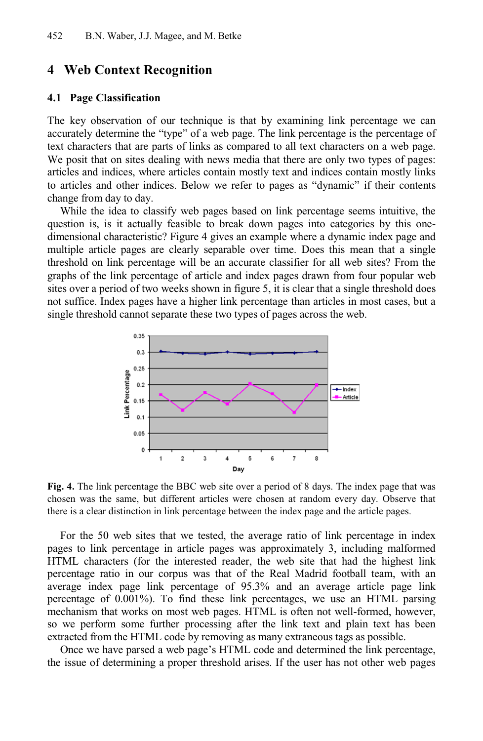## 4 Web Context Recognition

### 4.1 Page Classification

The key observation of our technique is that by examining link percentage we can accurately determine the "type" of a web page. The link percentage is the percentage of text characters that are parts of links as compared to all text characters on a web page. We posit that on sites dealing with news media that there are only two types of pages: articles and indices, where articles contain mostly text and indices contain mostly links to articles and other indices. Below we refer to pages as "dynamic" if their contents change from day to day.

While the idea to classify web pages based on link percentage seems intuitive, the question is, is it actually feasible to break down pages into categories by this one-dimensional characteristic? Figure 4 gives an example where a dynamic index page and multiple article pages are clearly separable over time. Does this mean that a single threshold on link percentage will be an accurate classifier for all web sites? From the graphs of the link percentage of article and index pages drawn from four popular web sites over a period of two weeks shown in figure 5, it is clear that a single threshold does not suffice. Index pages have a higher link percentage than articles in most cases, but a single threshold cannot separate these two types of pages across the web.

**Fig. 4.** The link percentage the BBC web site over a period of 8 days. The index page that was chosen was the same, but different articles were chosen at random every day. Observe that there is a clear distinction in link percentage between the index page and the article pages.

For the 50 web sites that we tested, the average ratio of link percentage in index pages to link percentage in article pages was approximately 3, including malformed HTML characters (for the interested reader, the web site that had the highest link percentage ratio in our corpus was that of the Real Madrid football team, with an average index page link percentage of 95.3% and an average article page link percentage of 0.001%). To find these link percentages, we use an HTML parsing mechanism that works on most web pages. HTML is often not well-formed, however, so we perform some further processing after the link text and plain text has been extracted from the HTML code by removing as many extraneous tags as possible.

Once we have parsed a web page's HTML code and determined the link percentage, the issue of determining a proper threshold arises. If the user has not other web pages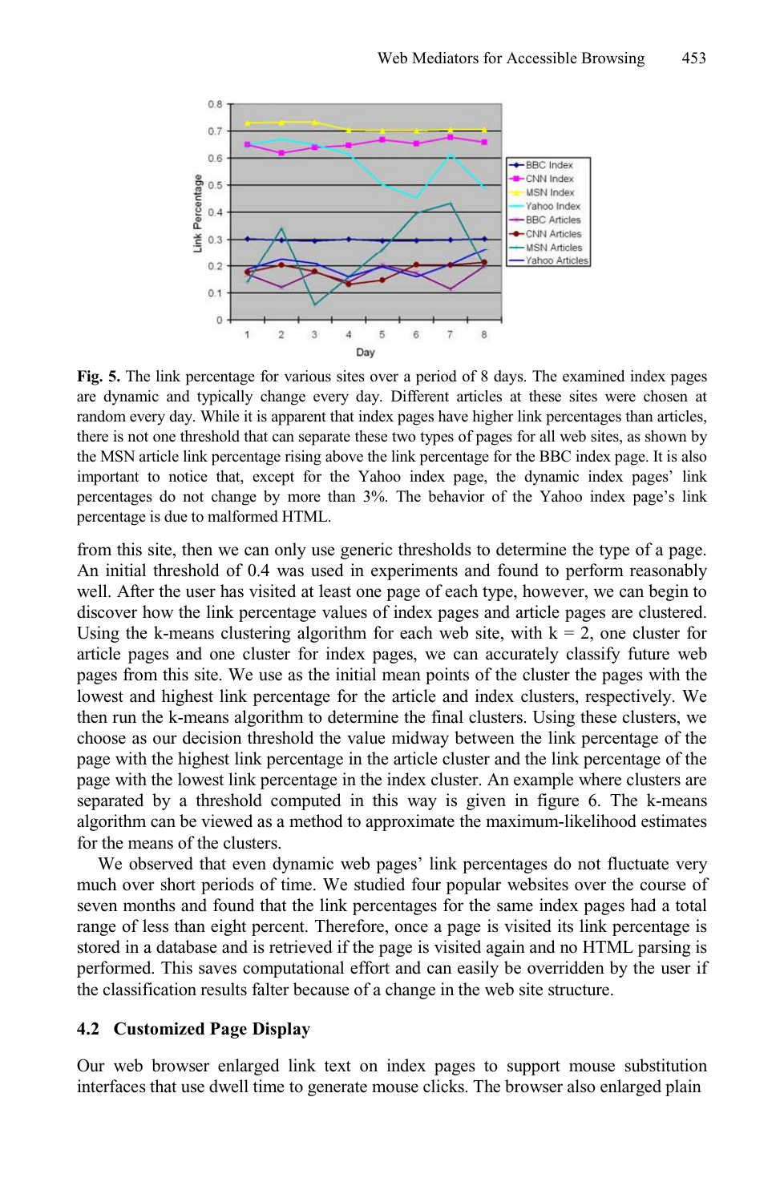**Fig. 5.** The link percentage for various sites over a period of 8 days. The examined index pages are dynamic and typically change every day. Different articles at these sites were chosen at random every day. While it is apparent that index pages have higher link percentages than articles, there is not one threshold that can separate these two types of pages for all web sites, as shown by the MSN article link percentage rising above the link percentage for the BBC index page. It is also important to notice that, except for the Yahoo index page, the dynamic index pages' link percentages do not change by more than 3%. The behavior of the Yahoo index page's link percentage is due to malformed HTML.

from this site, then we can only use generic thresholds to determine the type of a page. An initial threshold of 0.4 was used in experiments and found to perform reasonably well. After the user has visited at least one page of each type, however, we can begin to discover how the link percentage values of index pages and article pages are clustered. Using the k-means clustering algorithm for each web site, with $k = 2$, one cluster for article pages and one cluster for index pages, we can accurately classify future web pages from this site. We use as the initial mean points of the cluster the pages with the lowest and highest link percentage for the article and index clusters, respectively. We then run the k-means algorithm to determine the final clusters. Using these clusters, we choose as our decision threshold the value midway between the link percentage of the page with the highest link percentage in the article cluster and the link percentage of the page with the lowest link percentage in the index cluster. An example where clusters are separated by a threshold computed in this way is given in figure 6. The k-means algorithm can be viewed as a method to approximate the maximum-likelihood estimates for the means of the clusters.

We observed that even dynamic web pages' link percentages do not fluctuate very much over short periods of time. We studied four popular websites over the course of seven months and found that the link percentages for the same index pages had a total range of less than eight percent. Therefore, once a page is visited its link percentage is stored in a database and is retrieved if the page is visited again and no HTML parsing is performed. This saves computational effort and can easily be overridden by the user if the classification results falter because of a change in the web site structure.

### 4.2 Customized Page Display

Our web browser enlarged link text on index pages to support mouse substitution interfaces that use dwell time to generate mouse clicks. The browser also enlarged plain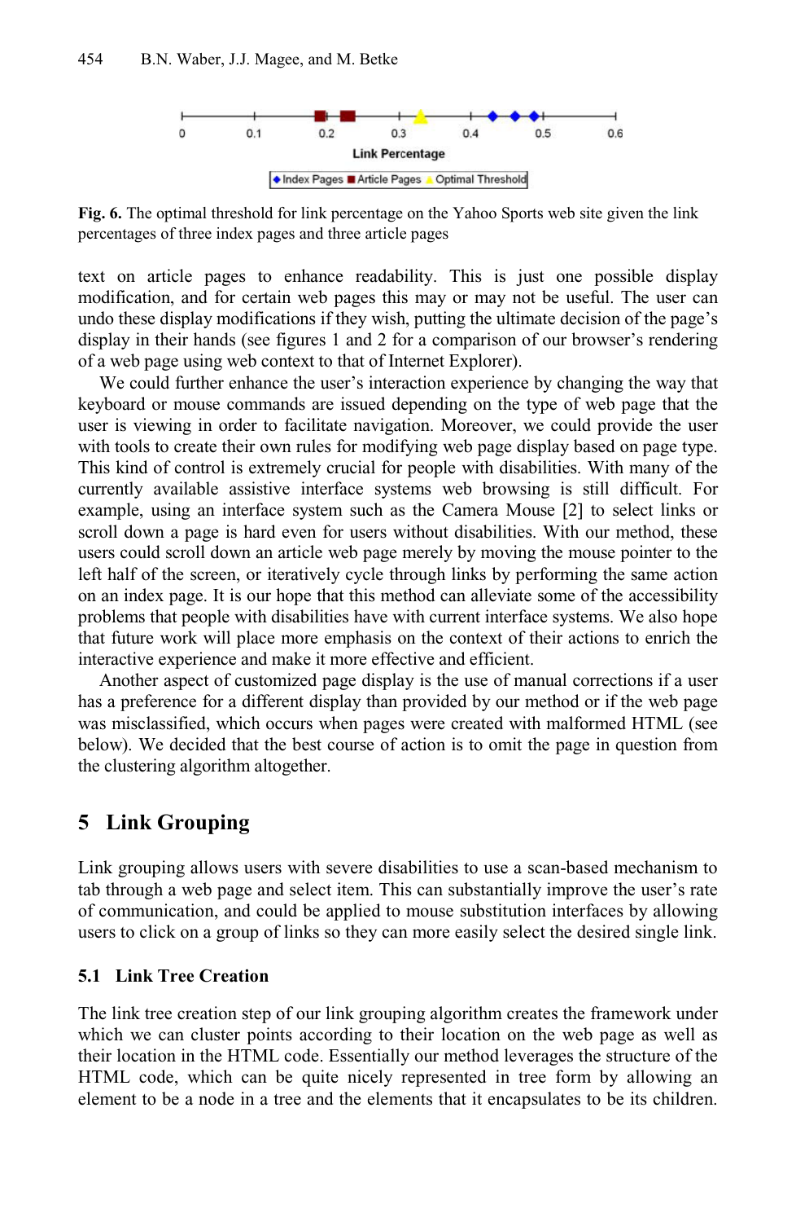0 0.1 0.2 0.3 0.4 0.5 0.6

Link Percentage

Index Pages Article Pages Optimal Threshold

**Fig. 6.** The optimal threshold for link percentage on the Yahoo Sports web site given the link percentages of three index pages and three article pages

text on article pages to enhance readability. This is just one possible display modification, and for certain web pages this may or may not be useful. The user can undo these display modifications if they wish, putting the ultimate decision of the page's display in their hands (see figures 1 and 2 for a comparison of our browser's rendering of a web page using web context to that of Internet Explorer).

We could further enhance the user's interaction experience by changing the way that keyboard or mouse commands are issued depending on the type of web page that the user is viewing in order to facilitate navigation. Moreover, we could provide the user with tools to create their own rules for modifying web page display based on page type. This kind of control is extremely crucial for people with disabilities. With many of the currently available assistive interface systems web browsing is still difficult. For example, using an interface system such as the Camera Mouse [2] to select links or scroll down a page is hard even for users without disabilities. With our method, these users could scroll down an article web page merely by moving the mouse pointer to the left half of the screen, or iteratively cycle through links by performing the same action on an index page. It is our hope that this method can alleviate some of the accessibility problems that people with disabilities have with current interface systems. We also hope that future work will place more emphasis on the context of their actions to enrich the interactive experience and make it more effective and efficient.

Another aspect of customized page display is the use of manual corrections if a user has a preference for a different display than provided by our method or if the web page was misclassified, which occurs when pages were created with malformed HTML (see below). We decided that the best course of action is to omit the page in question from the clustering algorithm altogether.

## 5 Link Grouping

Link grouping allows users with severe disabilities to use a scan-based mechanism to tab through a web page and select item. This can substantially improve the user's rate of communication, and could be applied to mouse substitution interfaces by allowing users to click on a group of links so they can more easily select the desired single link.

### 5.1 Link Tree Creation

The link tree creation step of our link grouping algorithm creates the framework under which we can cluster points according to their location on the web page as well as their location in the HTML code. Essentially our method leverages the structure of the HTML code, which can be quite nicely represented in tree form by allowing an element to be a node in a tree and the elements that it encapsulates to be its children.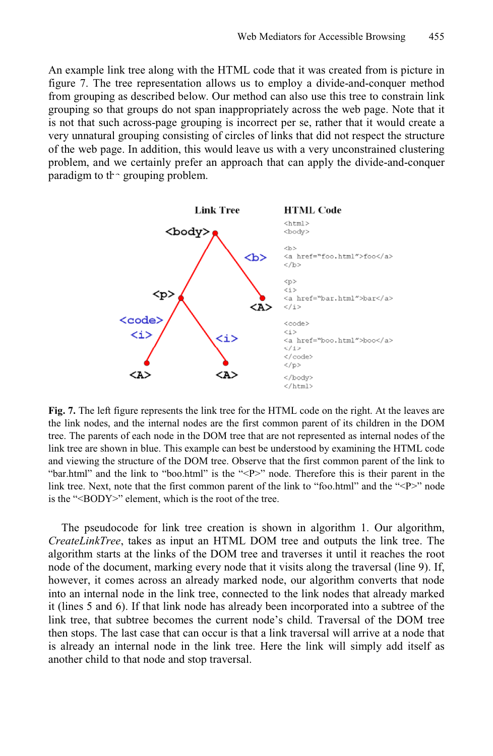An example link tree along with the HTML code that it was created from is picture in figure 7. The tree representation allows us to employ a divide-and-conquer method from grouping as described below. Our method can also use this tree to constrain link grouping so that groups do not span inappropriately across the web page. Note that it is not that such across-page grouping is incorrect per se, rather that it would create a very unnatural grouping consisting of circles of links that did not respect the structure of the web page. In addition, this would leave us with a very unconstrained clustering problem, and we certainly prefer an approach that can apply the divide-and-conquer paradigm to th~ grouping problem.

Link Tree

<body>
<b>
<p>
<A>
<code>
<i>
<i>
<A>
<A>

HTML Code

```
<html>
<body>

<b>
<a href="foo.html">foo</a>
</b>

<p>
<i>
<a href="bar.html">bar</a>
</i>

<code>
<i>
<a href="boo.html">boo</a>
</i>
</code>
</p>

</body>
</html>
```

**Fig. 7.** The left figure represents the link tree for the HTML code on the right. At the leaves are the link nodes, and the internal nodes are the first common parent of its children in the DOM tree. The parents of each node in the DOM tree that are not represented as internal nodes of the link tree are shown in blue. This example can best be understood by examining the HTML code and viewing the structure of the DOM tree. Observe that the first common parent of the link to "bar.html" and the link to "boo.html" is the "<P>" node. Therefore this is their parent in the link tree. Next, note that the first common parent of the link to "foo.html" and the "<P>" node is the "<BODY>" element, which is the root of the tree.

The pseudocode for link tree creation is shown in algorithm 1. Our algorithm, *CreateLinkTree*, takes as input an HTML DOM tree and outputs the link tree. The algorithm starts at the links of the DOM tree and traverses it until it reaches the root node of the document, marking every node that it visits along the traversal (line 9). If, however, it comes across an already marked node, our algorithm converts that node into an internal node in the link tree, connected to the link nodes that already marked it (lines 5 and 6). If that link node has already been incorporated into a subtree of the link tree, that subtree becomes the current node's child. Traversal of the DOM tree then stops. The last case that can occur is that a link traversal will arrive at a node that is already an internal node in the link tree. Here the link will simply add itself as another child to that node and stop traversal.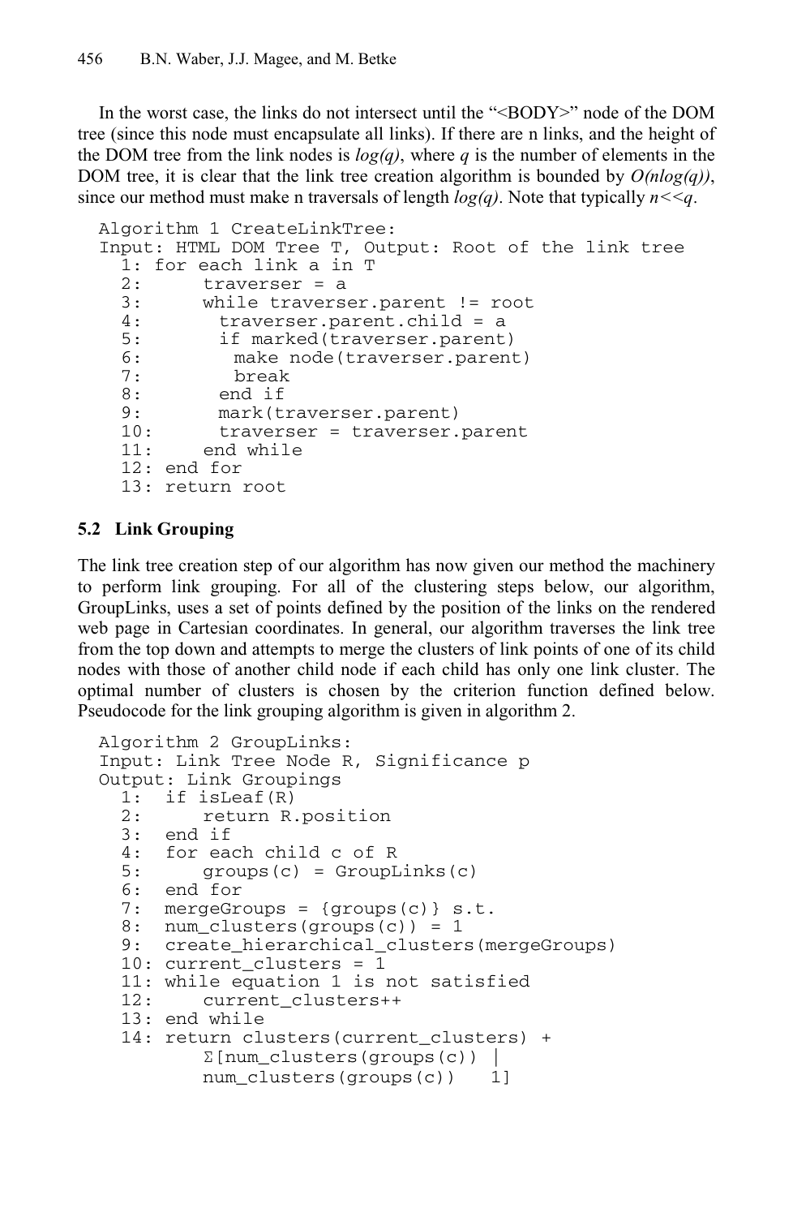In the worst case, the links do not intersect until the "<BODY>" node of the DOM tree (since this node must encapsulate all links). If there are n links, and the height of the DOM tree from the link nodes is $log(q)$, where $q$ is the number of elements in the DOM tree, it is clear that the link tree creation algorithm is bounded by $O(nlog(q))$, since our method must make n traversals of length $log(q)$. Note that typically $n<<q$.

```
Algorithm 1 CreateLinkTree:
Input: HTML DOM Tree T, Output: Root of the link tree
  1: for each link a in T
  2:     traverser = a
  3:     while traverser.parent != root
  4:       traverser.parent.child = a
  5:       if marked(traverser.parent)
  6:         make node(traverser.parent)
  7:         break
  8:       end if
  9:       mark(traverser.parent)
  10:      traverser = traverser.parent
  11:    end while
  12: end for
  13: return root
```

### 5.2 Link Grouping

The link tree creation step of our algorithm has now given our method the machinery to perform link grouping. For all of the clustering steps below, our algorithm, GroupLinks, uses a set of points defined by the position of the links on the rendered web page in Cartesian coordinates. In general, our algorithm traverses the link tree from the top down and attempts to merge the clusters of link points of one of its child nodes with those of another child node if each child has only one link cluster. The optimal number of clusters is chosen by the criterion function defined below. Pseudocode for the link grouping algorithm is given in algorithm 2.

```
Algorithm 2 GroupLinks:
Input: Link Tree Node R, Significance p
Output: Link Groupings
  1:  if isLeaf(R)
  2:      return R.position
  3:  end if
  4:  for each child c of R
  5:      groups(c) = GroupLinks(c)
  6:  end for
  7:  mergeGroups = {groups(c)} s.t.
  8:  num_clusters(groups(c)) = 1
  9:  create_hierarchical_clusters(mergeGroups)
  10: current_clusters = 1
  11: while equation 1 is not satisfied
  12:     current_clusters++
  13: end while
  14: return clusters(current_clusters) +
          Σ[num_clusters(groups(c)) |
          num_clusters(groups(c))   1]
```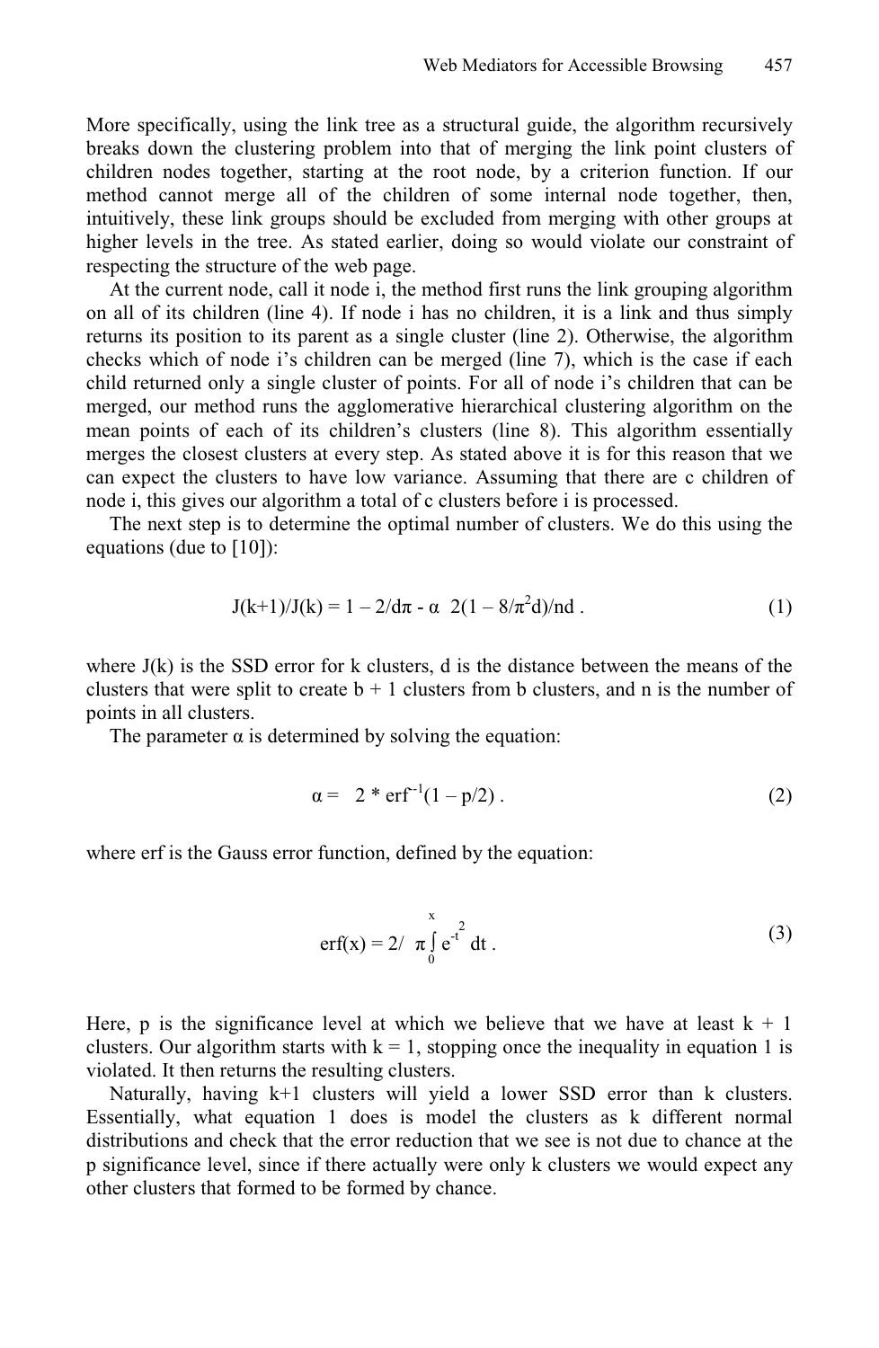More specifically, using the link tree as a structural guide, the algorithm recursively breaks down the clustering problem into that of merging the link point clusters of children nodes together, starting at the root node, by a criterion function. If our method cannot merge all of the children of some internal node together, then, intuitively, these link groups should be excluded from merging with other groups at higher levels in the tree. As stated earlier, doing so would violate our constraint of respecting the structure of the web page.

At the current node, call it node i, the method first runs the link grouping algorithm on all of its children (line 4). If node i has no children, it is a link and thus simply returns its position to its parent as a single cluster (line 2). Otherwise, the algorithm checks which of node i's children can be merged (line 7), which is the case if each child returned only a single cluster of points. For all of node i's children that can be merged, our method runs the agglomerative hierarchical clustering algorithm on the mean points of each of its children's clusters (line 8). This algorithm essentially merges the closest clusters at every step. As stated above it is for this reason that we can expect the clusters to have low variance. Assuming that there are c children of node i, this gives our algorithm a total of c clusters before i is processed.

The next step is to determine the optimal number of clusters. We do this using the equations (due to [10]):

$$J(k+1)/J(k) = 1 - 2/d\pi - \alpha \;\; 2(1 - 8/\pi^2 d)/nd \, . \tag{1}$$

where J(k) is the SSD error for k clusters, d is the distance between the means of the clusters that were split to create b + 1 clusters from b clusters, and n is the number of points in all clusters.

The parameter α is determined by solving the equation:

$$\alpha = \;\; 2 * \mathrm{erf}^{-1}(1 - p/2) \, . \tag{2}$$

where erf is the Gauss error function, defined by the equation:

$$\mathrm{erf}(x) = 2/ \;\; \pi \int_0^x e^{-t^2} \, dt \, . \tag{3}$$

Here, p is the significance level at which we believe that we have at least k + 1 clusters. Our algorithm starts with k = 1, stopping once the inequality in equation 1 is violated. It then returns the resulting clusters.

Naturally, having k+1 clusters will yield a lower SSD error than k clusters. Essentially, what equation 1 does is model the clusters as k different normal distributions and check that the error reduction that we see is not due to chance at the p significance level, since if there actually were only k clusters we would expect any other clusters that formed to be formed by chance.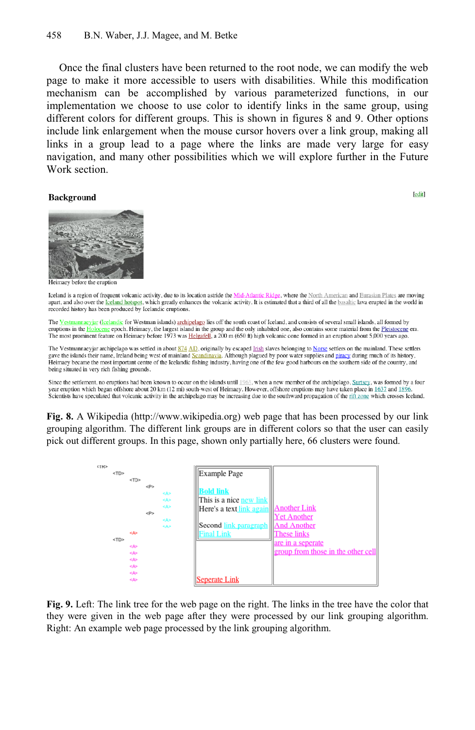Once the final clusters have been returned to the root node, we can modify the web page to make it more accessible to users with disabilities. While this modification mechanism can be accomplished by various parameterized functions, in our implementation we choose to use color to identify links in the same group, using different colors for different groups. This is shown in figures 8 and 9. Other options include link enlargement when the mouse cursor hovers over a link group, making all links in a group lead to a page where the links are made very large for easy navigation, and many other possibilities which we will explore further in the Future Work section.

**Background** [edit]

Heimaey before the eruption

Iceland is a region of frequent volcanic activity, due to its location astride the Mid-Atlantic Ridge, where the North American and Eurasian Plates are moving apart, and also over the Iceland hotspot, which greatly enhances the volcanic activity. It is estimated that a third of all the basaltic lava erupted in the world in recorded history has been produced by Icelandic eruptions.

The Vestmannaeyjar (Icelandic for Westman islands) archipelago lies off the south coast of Iceland, and consists of several small islands, all formed by eruptions in the Holocene epoch. Heimaey, the largest island in the group and the only inhabited one, also contains some material from the Pleistocene era. The most prominent feature on Heimaey before 1973 was Helgafell, a 200 m (650 ft) high volcanic cone formed in an eruption about 5,000 years ago.

The Vestmannaeyjar archipelago was settled in about 874 AD, originally by escaped Irish slaves belonging to Norse settlers on the mainland. These settlers gave the islands their name, Ireland being west of mainland Scandinavia. Although plagued by poor water supplies and piracy during much of its history, Heimaey became the most important centre of the Icelandic fishing industry, having one of the few good harbours on the southern side of the country, and being situated in very rich fishing grounds.

Since the settlement, no eruptions had been known to occur on the islands until 1963, when a new member of the archipelago, Surtsey, was formed by a four year eruption which began offshore about 20 km (12 mi) south-west of Heimaey. However, offshore eruptions may have taken place in 1637 and 1896. Scientists have speculated that volcanic activity in the archipelago may be increasing due to the southward propagation of the rift zone which crosses Iceland.

**Fig. 8.** A Wikipedia (http://www.wikipedia.org) web page that has been processed by our link grouping algorithm. The different link groups are in different colors so that the user can easily pick out different groups. In this page, shown only partially here, 66 clusters were found.

```
<TR>
  <TD>
    <TD>
      <P>
        <A>
        <A>
        <A>
      <P>
        <A>
        <A>
    <A>
  <TD>
    <A>
    <A>
    <A>
    <A>
    <A>
    <A>
```

| Example Page<br><br>**Bold link**<br>This is a nice new link<br>Here's a text link again<br><br>Second link paragraph<br>Final Link | Another Link<br>Yet Another<br>And Another<br>These links<br>are in a seperate<br>group from those in the other cell |
|---|---|
| Seperate Link | |

**Fig. 9.** Left: The link tree for the web page on the right. The links in the tree have the color that they were given in the web page after they were processed by our link grouping algorithm. Right: An example web page processed by the link grouping algorithm.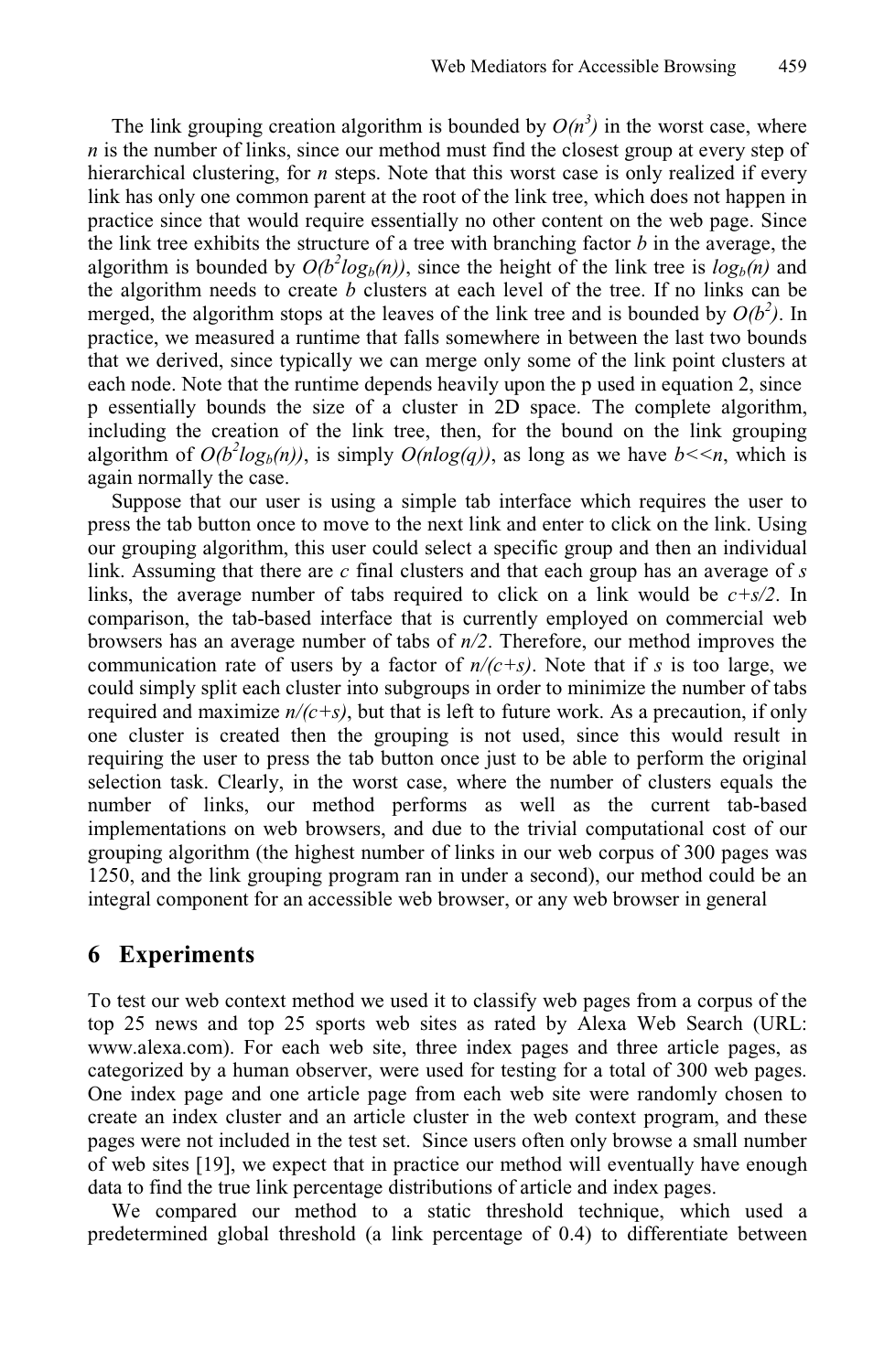The link grouping creation algorithm is bounded by $O(n^3)$ in the worst case, where $n$ is the number of links, since our method must find the closest group at every step of hierarchical clustering, for $n$ steps. Note that this worst case is only realized if every link has only one common parent at the root of the link tree, which does not happen in practice since that would require essentially no other content on the web page. Since the link tree exhibits the structure of a tree with branching factor $b$ in the average, the algorithm is bounded by $O(b^2 log_b(n))$, since the height of the link tree is $log_b(n)$ and the algorithm needs to create $b$ clusters at each level of the tree. If no links can be merged, the algorithm stops at the leaves of the link tree and is bounded by $O(b^2)$. In practice, we measured a runtime that falls somewhere in between the last two bounds that we derived, since typically we can merge only some of the link point clusters at each node. Note that the runtime depends heavily upon the p used in equation 2, since p essentially bounds the size of a cluster in 2D space. The complete algorithm, including the creation of the link tree, then, for the bound on the link grouping algorithm of $O(b^2 log_b(n))$, is simply $O(nlog(q))$, as long as we have $b<<n$, which is again normally the case.

Suppose that our user is using a simple tab interface which requires the user to press the tab button once to move to the next link and enter to click on the link. Using our grouping algorithm, this user could select a specific group and then an individual link. Assuming that there are $c$ final clusters and that each group has an average of $s$ links, the average number of tabs required to click on a link would be $c+s/2$. In comparison, the tab-based interface that is currently employed on commercial web browsers has an average number of tabs of $n/2$. Therefore, our method improves the communication rate of users by a factor of $n/(c+s)$. Note that if $s$ is too large, we could simply split each cluster into subgroups in order to minimize the number of tabs required and maximize $n/(c+s)$, but that is left to future work. As a precaution, if only one cluster is created then the grouping is not used, since this would result in requiring the user to press the tab button once just to be able to perform the original selection task. Clearly, in the worst case, where the number of clusters equals the number of links, our method performs as well as the current tab-based implementations on web browsers, and due to the trivial computational cost of our grouping algorithm (the highest number of links in our web corpus of 300 pages was 1250, and the link grouping program ran in under a second), our method could be an integral component for an accessible web browser, or any web browser in general

## 6 Experiments

To test our web context method we used it to classify web pages from a corpus of the top 25 news and top 25 sports web sites as rated by Alexa Web Search (URL: www.alexa.com). For each web site, three index pages and three article pages, as categorized by a human observer, were used for testing for a total of 300 web pages. One index page and one article page from each web site were randomly chosen to create an index cluster and an article cluster in the web context program, and these pages were not included in the test set. Since users often only browse a small number of web sites [19], we expect that in practice our method will eventually have enough data to find the true link percentage distributions of article and index pages.

We compared our method to a static threshold technique, which used a predetermined global threshold (a link percentage of 0.4) to differentiate between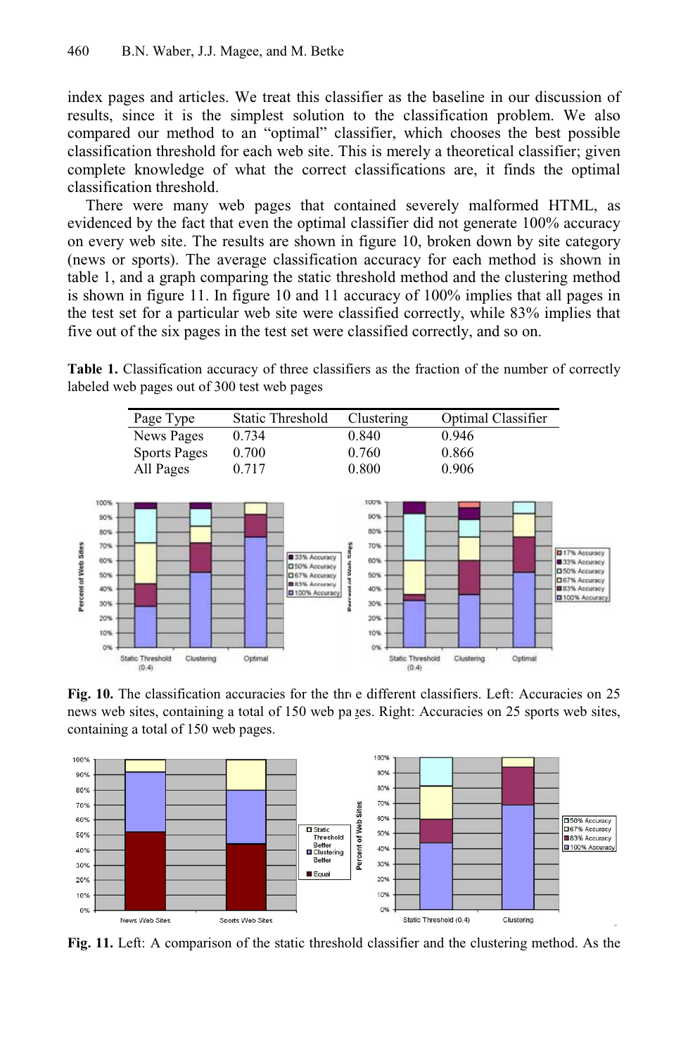index pages and articles. We treat this classifier as the baseline in our discussion of results, since it is the simplest solution to the classification problem. We also compared our method to an "optimal" classifier, which chooses the best possible classification threshold for each web site. This is merely a theoretical classifier; given complete knowledge of what the correct classifications are, it finds the optimal classification threshold.

There were many web pages that contained severely malformed HTML, as evidenced by the fact that even the optimal classifier did not generate 100% accuracy on every web site. The results are shown in figure 10, broken down by site category (news or sports). The average classification accuracy for each method is shown in table 1, and a graph comparing the static threshold method and the clustering method is shown in figure 11. In figure 10 and 11 accuracy of 100% implies that all pages in the test set for a particular web site were classified correctly, while 83% implies that five out of the six pages in the test set were classified correctly, and so on.

**Table 1.** Classification accuracy of three classifiers as the fraction of the number of correctly labeled web pages out of 300 test web pages

| Page Type | Static Threshold | Clustering | Optimal Classifier |
|---|---|---|---|
| News Pages | 0.734 | 0.840 | 0.946 |
| Sports Pages | 0.700 | 0.760 | 0.866 |
| All Pages | 0.717 | 0.800 | 0.906 |

**Fig. 10.** The classification accuracies for the three different classifiers. Left: Accuracies on 25 news web sites, containing a total of 150 web pages. Right: Accuracies on 25 sports web sites, containing a total of 150 web pages.

**Fig. 11.** Left: A comparison of the static threshold classifier and the clustering method. As the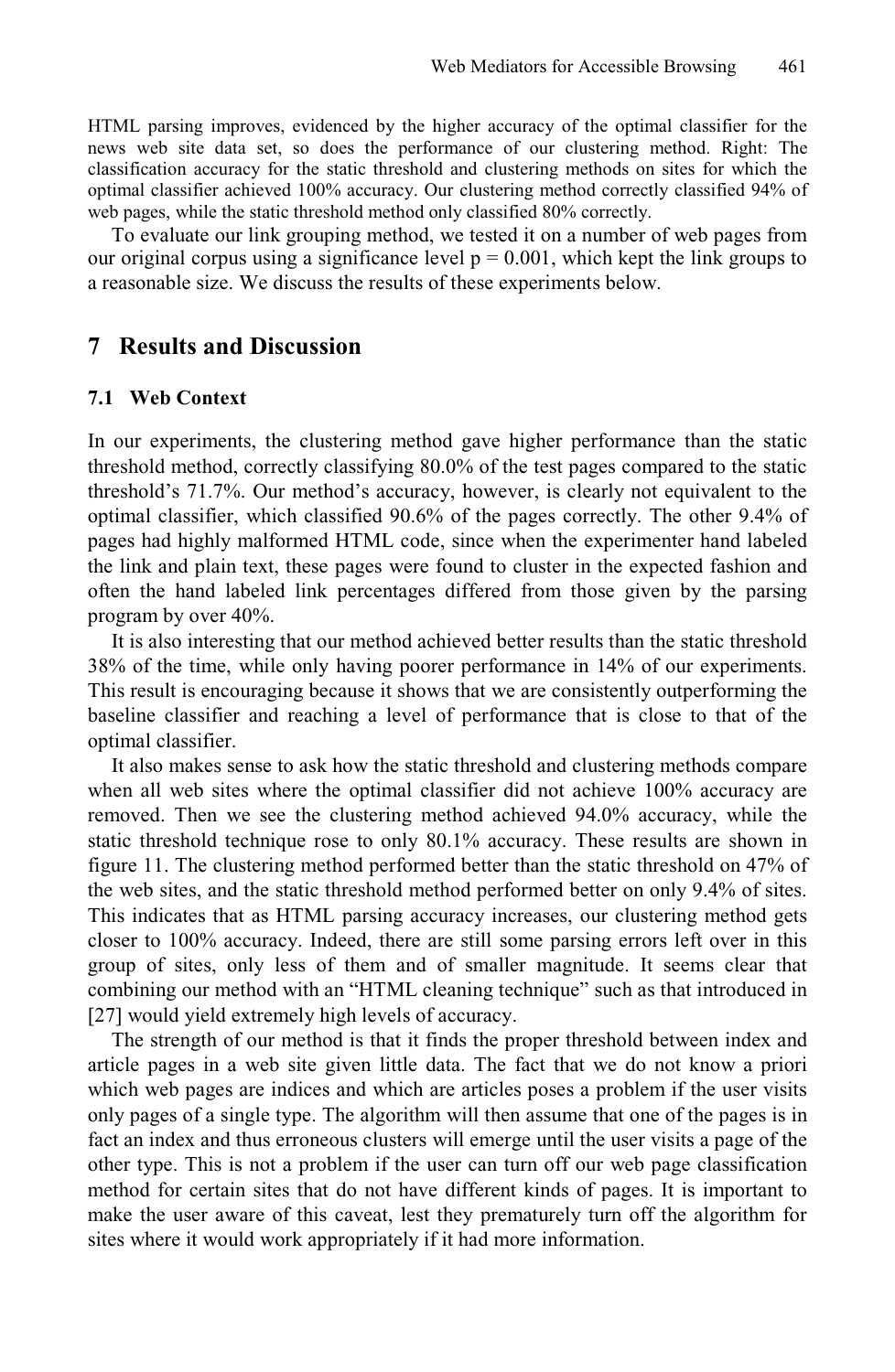HTML parsing improves, evidenced by the higher accuracy of the optimal classifier for the news web site data set, so does the performance of our clustering method. Right: The classification accuracy for the static threshold and clustering methods on sites for which the optimal classifier achieved 100% accuracy. Our clustering method correctly classified 94% of web pages, while the static threshold method only classified 80% correctly.

To evaluate our link grouping method, we tested it on a number of web pages from our original corpus using a significance level $p = 0.001$, which kept the link groups to a reasonable size. We discuss the results of these experiments below.

## 7 Results and Discussion

### 7.1 Web Context

In our experiments, the clustering method gave higher performance than the static threshold method, correctly classifying 80.0% of the test pages compared to the static threshold's 71.7%. Our method's accuracy, however, is clearly not equivalent to the optimal classifier, which classified 90.6% of the pages correctly. The other 9.4% of pages had highly malformed HTML code, since when the experimenter hand labeled the link and plain text, these pages were found to cluster in the expected fashion and often the hand labeled link percentages differed from those given by the parsing program by over 40%.

It is also interesting that our method achieved better results than the static threshold 38% of the time, while only having poorer performance in 14% of our experiments. This result is encouraging because it shows that we are consistently outperforming the baseline classifier and reaching a level of performance that is close to that of the optimal classifier.

It also makes sense to ask how the static threshold and clustering methods compare when all web sites where the optimal classifier did not achieve 100% accuracy are removed. Then we see the clustering method achieved 94.0% accuracy, while the static threshold technique rose to only 80.1% accuracy. These results are shown in figure 11. The clustering method performed better than the static threshold on 47% of the web sites, and the static threshold method performed better on only 9.4% of sites. This indicates that as HTML parsing accuracy increases, our clustering method gets closer to 100% accuracy. Indeed, there are still some parsing errors left over in this group of sites, only less of them and of smaller magnitude. It seems clear that combining our method with an "HTML cleaning technique" such as that introduced in [27] would yield extremely high levels of accuracy.

The strength of our method is that it finds the proper threshold between index and article pages in a web site given little data. The fact that we do not know a priori which web pages are indices and which are articles poses a problem if the user visits only pages of a single type. The algorithm will then assume that one of the pages is in fact an index and thus erroneous clusters will emerge until the user visits a page of the other type. This is not a problem if the user can turn off our web page classification method for certain sites that do not have different kinds of pages. It is important to make the user aware of this caveat, lest they prematurely turn off the algorithm for sites where it would work appropriately if it had more information.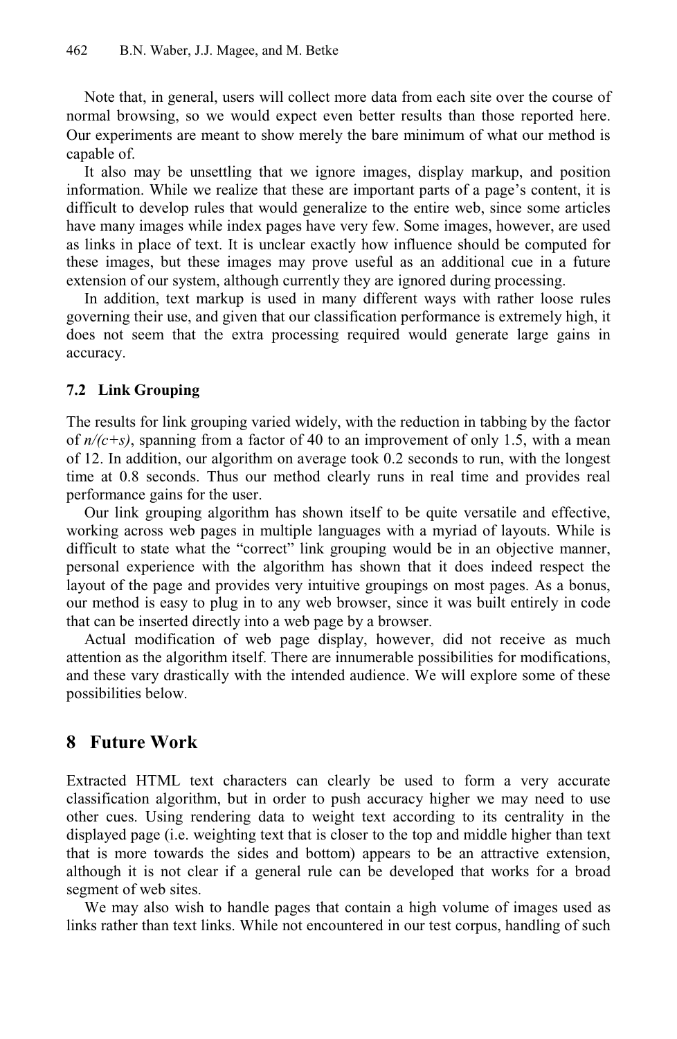Note that, in general, users will collect more data from each site over the course of normal browsing, so we would expect even better results than those reported here. Our experiments are meant to show merely the bare minimum of what our method is capable of.

It also may be unsettling that we ignore images, display markup, and position information. While we realize that these are important parts of a page's content, it is difficult to develop rules that would generalize to the entire web, since some articles have many images while index pages have very few. Some images, however, are used as links in place of text. It is unclear exactly how influence should be computed for these images, but these images may prove useful as an additional cue in a future extension of our system, although currently they are ignored during processing.

In addition, text markup is used in many different ways with rather loose rules governing their use, and given that our classification performance is extremely high, it does not seem that the extra processing required would generate large gains in accuracy.

### 7.2 Link Grouping

The results for link grouping varied widely, with the reduction in tabbing by the factor of $n/(c+s)$, spanning from a factor of 40 to an improvement of only 1.5, with a mean of 12. In addition, our algorithm on average took 0.2 seconds to run, with the longest time at 0.8 seconds. Thus our method clearly runs in real time and provides real performance gains for the user.

Our link grouping algorithm has shown itself to be quite versatile and effective, working across web pages in multiple languages with a myriad of layouts. While is difficult to state what the "correct" link grouping would be in an objective manner, personal experience with the algorithm has shown that it does indeed respect the layout of the page and provides very intuitive groupings on most pages. As a bonus, our method is easy to plug in to any web browser, since it was built entirely in code that can be inserted directly into a web page by a browser.

Actual modification of web page display, however, did not receive as much attention as the algorithm itself. There are innumerable possibilities for modifications, and these vary drastically with the intended audience. We will explore some of these possibilities below.

## 8 Future Work

Extracted HTML text characters can clearly be used to form a very accurate classification algorithm, but in order to push accuracy higher we may need to use other cues. Using rendering data to weight text according to its centrality in the displayed page (i.e. weighting text that is closer to the top and middle higher than text that is more towards the sides and bottom) appears to be an attractive extension, although it is not clear if a general rule can be developed that works for a broad segment of web sites.

We may also wish to handle pages that contain a high volume of images used as links rather than text links. While not encountered in our test corpus, handling of such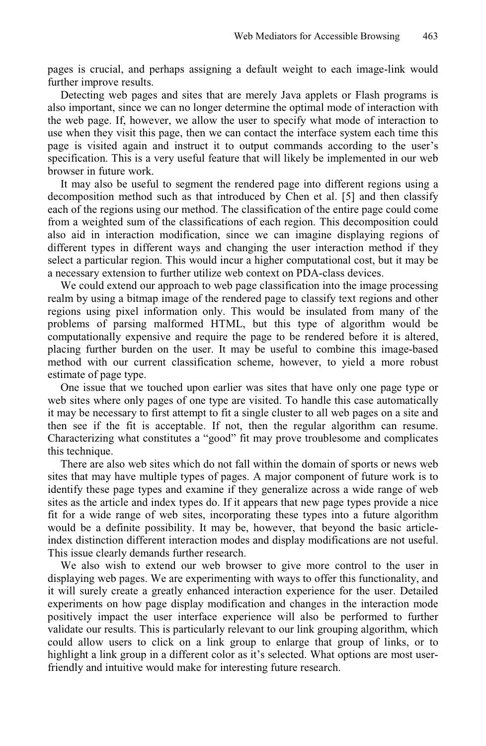pages is crucial, and perhaps assigning a default weight to each image-link would further improve results.

Detecting web pages and sites that are merely Java applets or Flash programs is also important, since we can no longer determine the optimal mode of interaction with the web page. If, however, we allow the user to specify what mode of interaction to use when they visit this page, then we can contact the interface system each time this page is visited again and instruct it to output commands according to the user's specification. This is a very useful feature that will likely be implemented in our web browser in future work.

It may also be useful to segment the rendered page into different regions using a decomposition method such as that introduced by Chen et al. [5] and then classify each of the regions using our method. The classification of the entire page could come from a weighted sum of the classifications of each region. This decomposition could also aid in interaction modification, since we can imagine displaying regions of different types in different ways and changing the user interaction method if they select a particular region. This would incur a higher computational cost, but it may be a necessary extension to further utilize web context on PDA-class devices.

We could extend our approach to web page classification into the image processing realm by using a bitmap image of the rendered page to classify text regions and other regions using pixel information only. This would be insulated from many of the problems of parsing malformed HTML, but this type of algorithm would be computationally expensive and require the page to be rendered before it is altered, placing further burden on the user. It may be useful to combine this image-based method with our current classification scheme, however, to yield a more robust estimate of page type.

One issue that we touched upon earlier was sites that have only one page type or web sites where only pages of one type are visited. To handle this case automatically it may be necessary to first attempt to fit a single cluster to all web pages on a site and then see if the fit is acceptable. If not, then the regular algorithm can resume. Characterizing what constitutes a "good" fit may prove troublesome and complicates this technique.

There are also web sites which do not fall within the domain of sports or news web sites that may have multiple types of pages. A major component of future work is to identify these page types and examine if they generalize across a wide range of web sites as the article and index types do. If it appears that new page types provide a nice fit for a wide range of web sites, incorporating these types into a future algorithm would be a definite possibility. It may be, however, that beyond the basic article-index distinction different interaction modes and display modifications are not useful. This issue clearly demands further research.

We also wish to extend our web browser to give more control to the user in displaying web pages. We are experimenting with ways to offer this functionality, and it will surely create a greatly enhanced interaction experience for the user. Detailed experiments on how page display modification and changes in the interaction mode positively impact the user interface experience will also be performed to further validate our results. This is particularly relevant to our link grouping algorithm, which could allow users to click on a link group to enlarge that group of links, or to highlight a link group in a different color as it's selected. What options are most user-friendly and intuitive would make for interesting future research.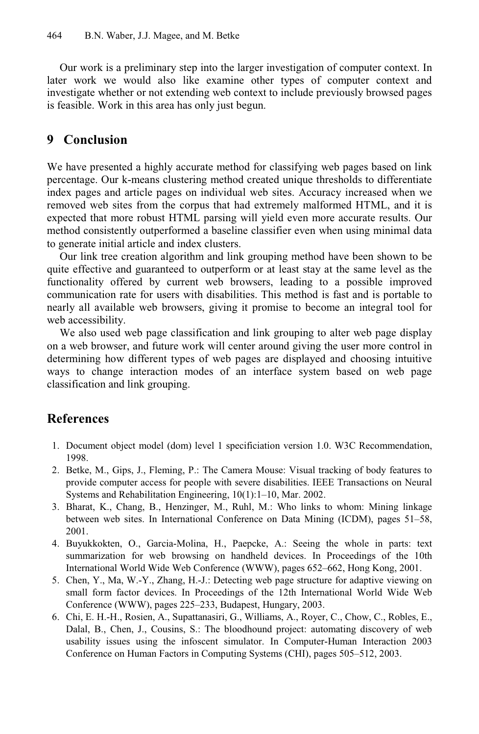Our work is a preliminary step into the larger investigation of computer context. In later work we would also like examine other types of computer context and investigate whether or not extending web context to include previously browsed pages is feasible. Work in this area has only just begun.

## 9 Conclusion

We have presented a highly accurate method for classifying web pages based on link percentage. Our k-means clustering method created unique thresholds to differentiate index pages and article pages on individual web sites. Accuracy increased when we removed web sites from the corpus that had extremely malformed HTML, and it is expected that more robust HTML parsing will yield even more accurate results. Our method consistently outperformed a baseline classifier even when using minimal data to generate initial article and index clusters.

Our link tree creation algorithm and link grouping method have been shown to be quite effective and guaranteed to outperform or at least stay at the same level as the functionality offered by current web browsers, leading to a possible improved communication rate for users with disabilities. This method is fast and is portable to nearly all available web browsers, giving it promise to become an integral tool for web accessibility.

We also used web page classification and link grouping to alter web page display on a web browser, and future work will center around giving the user more control in determining how different types of web pages are displayed and choosing intuitive ways to change interaction modes of an interface system based on web page classification and link grouping.

## References

1. Document object model (dom) level 1 specificiation version 1.0. W3C Recommendation, 1998.
2. Betke, M., Gips, J., Fleming, P.: The Camera Mouse: Visual tracking of body features to provide computer access for people with severe disabilities. IEEE Transactions on Neural Systems and Rehabilitation Engineering, 10(1):1–10, Mar. 2002.
3. Bharat, K., Chang, B., Henzinger, M., Ruhl, M.: Who links to whom: Mining linkage between web sites. In International Conference on Data Mining (ICDM), pages 51–58, 2001.
4. Buyukkokten, O., Garcia-Molina, H., Paepcke, A.: Seeing the whole in parts: text summarization for web browsing on handheld devices. In Proceedings of the 10th International World Wide Web Conference (WWW), pages 652–662, Hong Kong, 2001.
5. Chen, Y., Ma, W.-Y., Zhang, H.-J.: Detecting web page structure for adaptive viewing on small form factor devices. In Proceedings of the 12th International World Wide Web Conference (WWW), pages 225–233, Budapest, Hungary, 2003.
6. Chi, E. H.-H., Rosien, A., Supattanasiri, G., Williams, A., Royer, C., Chow, C., Robles, E., Dalal, B., Chen, J., Cousins, S.: The bloodhound project: automating discovery of web usability issues using the infoscent simulator. In Computer-Human Interaction 2003 Conference on Human Factors in Computing Systems (CHI), pages 505–512, 2003.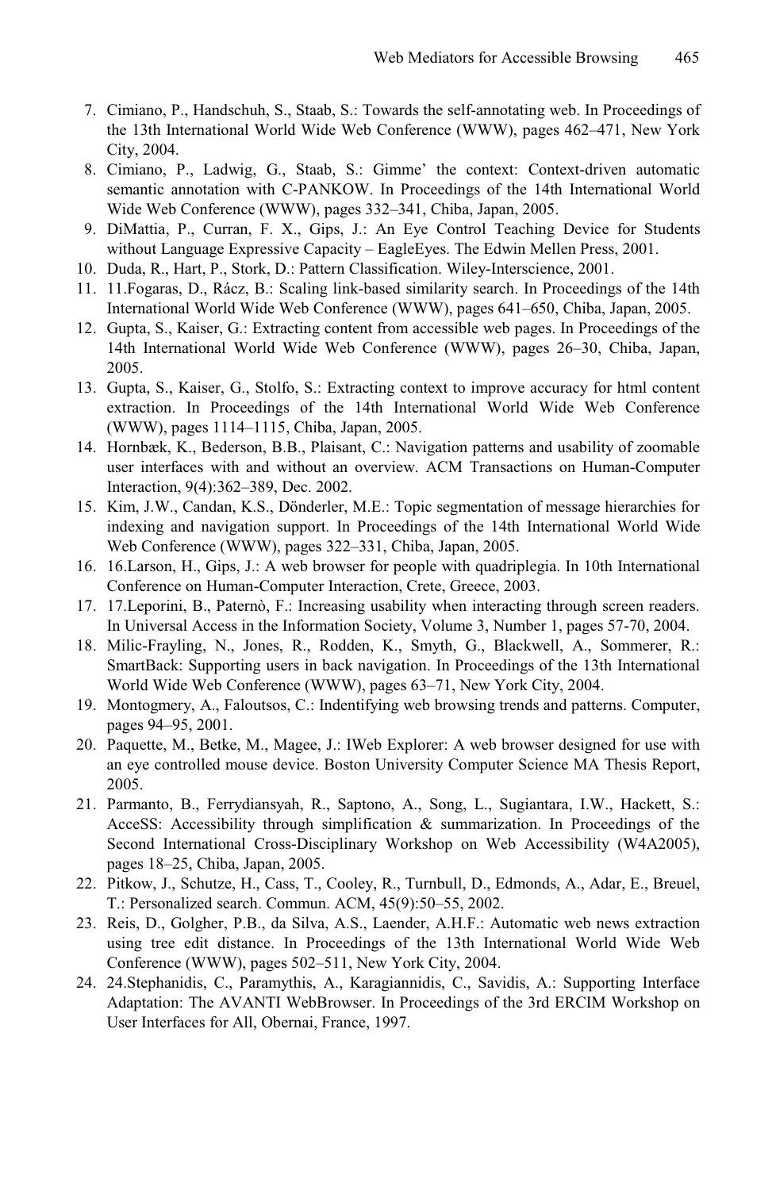7. Cimiano, P., Handschuh, S., Staab, S.: Towards the self-annotating web. In Proceedings of the 13th International World Wide Web Conference (WWW), pages 462–471, New York City, 2004.
8. Cimiano, P., Ladwig, G., Staab, S.: Gimme' the context: Context-driven automatic semantic annotation with C-PANKOW. In Proceedings of the 14th International World Wide Web Conference (WWW), pages 332–341, Chiba, Japan, 2005.
9. DiMattia, P., Curran, F. X., Gips, J.: An Eye Control Teaching Device for Students without Language Expressive Capacity – EagleEyes. The Edwin Mellen Press, 2001.
10. Duda, R., Hart, P., Stork, D.: Pattern Classification. Wiley-Interscience, 2001.
11. 11.Fogaras, D., Rácz, B.: Scaling link-based similarity search. In Proceedings of the 14th International World Wide Web Conference (WWW), pages 641–650, Chiba, Japan, 2005.
12. Gupta, S., Kaiser, G.: Extracting content from accessible web pages. In Proceedings of the 14th International World Wide Web Conference (WWW), pages 26–30, Chiba, Japan, 2005.
13. Gupta, S., Kaiser, G., Stolfo, S.: Extracting context to improve accuracy for html content extraction. In Proceedings of the 14th International World Wide Web Conference (WWW), pages 1114–1115, Chiba, Japan, 2005.
14. Hornbæk, K., Bederson, B.B., Plaisant, C.: Navigation patterns and usability of zoomable user interfaces with and without an overview. ACM Transactions on Human-Computer Interaction, 9(4):362–389, Dec. 2002.
15. Kim, J.W., Candan, K.S., Dönderler, M.E.: Topic segmentation of message hierarchies for indexing and navigation support. In Proceedings of the 14th International World Wide Web Conference (WWW), pages 322–331, Chiba, Japan, 2005.
16. 16.Larson, H., Gips, J.: A web browser for people with quadriplegia. In 10th International Conference on Human-Computer Interaction, Crete, Greece, 2003.
17. 17.Leporini, B., Paternò, F.: Increasing usability when interacting through screen readers. In Universal Access in the Information Society, Volume 3, Number 1, pages 57-70, 2004.
18. Milic-Frayling, N., Jones, R., Rodden, K., Smyth, G., Blackwell, A., Sommerer, R.: SmartBack: Supporting users in back navigation. In Proceedings of the 13th International World Wide Web Conference (WWW), pages 63–71, New York City, 2004.
19. Montogmery, A., Faloutsos, C.: Indentifying web browsing trends and patterns. Computer, pages 94–95, 2001.
20. Paquette, M., Betke, M., Magee, J.: IWeb Explorer: A web browser designed for use with an eye controlled mouse device. Boston University Computer Science MA Thesis Report, 2005.
21. Parmanto, B., Ferrydiansyah, R., Saptono, A., Song, L., Sugiantara, I.W., Hackett, S.: AcceSS: Accessibility through simplification & summarization. In Proceedings of the Second International Cross-Disciplinary Workshop on Web Accessibility (W4A2005), pages 18–25, Chiba, Japan, 2005.
22. Pitkow, J., Schutze, H., Cass, T., Cooley, R., Turnbull, D., Edmonds, A., Adar, E., Breuel, T.: Personalized search. Commun. ACM, 45(9):50–55, 2002.
23. Reis, D., Golgher, P.B., da Silva, A.S., Laender, A.H.F.: Automatic web news extraction using tree edit distance. In Proceedings of the 13th International World Wide Web Conference (WWW), pages 502–511, New York City, 2004.
24. 24.Stephanidis, C., Paramythis, A., Karagiannidis, C., Savidis, A.: Supporting Interface Adaptation: The AVANTI WebBrowser. In Proceedings of the 3rd ERCIM Workshop on User Interfaces for All, Obernai, France, 1997.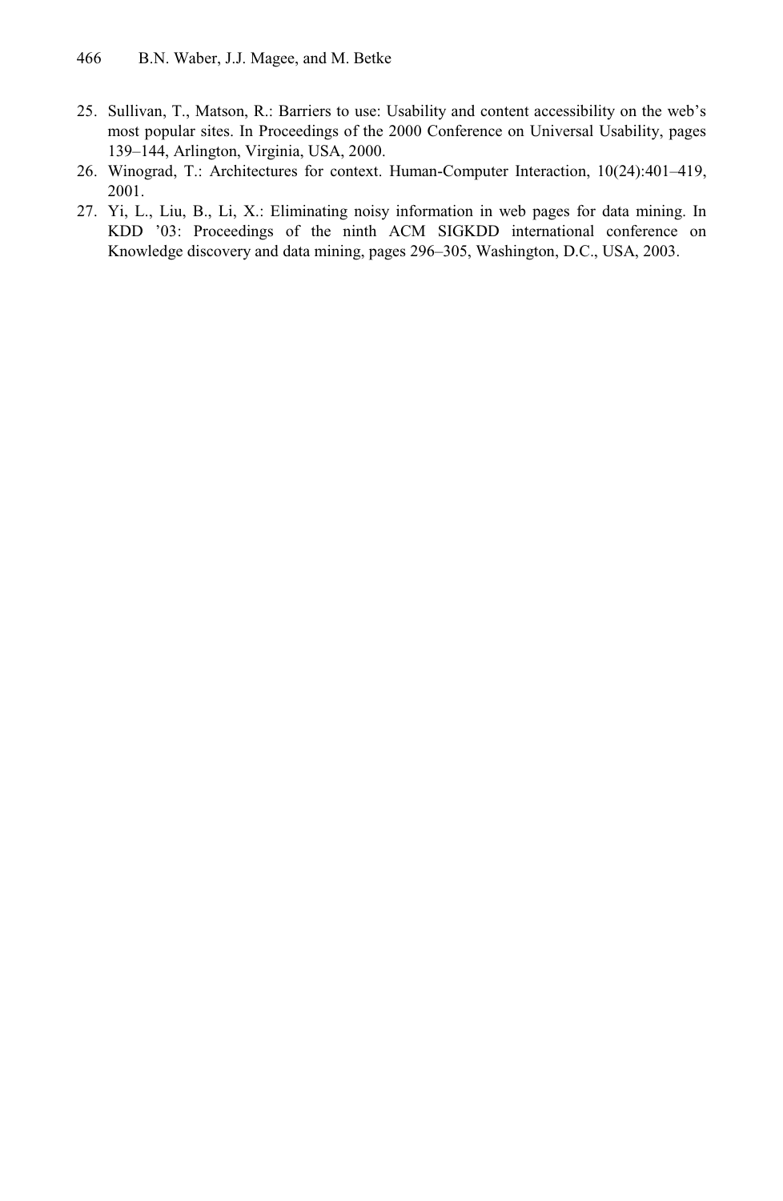25. Sullivan, T., Matson, R.: Barriers to use: Usability and content accessibility on the web's most popular sites. In Proceedings of the 2000 Conference on Universal Usability, pages 139–144, Arlington, Virginia, USA, 2000.
26. Winograd, T.: Architectures for context. Human-Computer Interaction, 10(24):401–419, 2001.
27. Yi, L., Liu, B., Li, X.: Eliminating noisy information in web pages for data mining. In KDD '03: Proceedings of the ninth ACM SIGKDD international conference on Knowledge discovery and data mining, pages 296–305, Washington, D.C., USA, 2003.